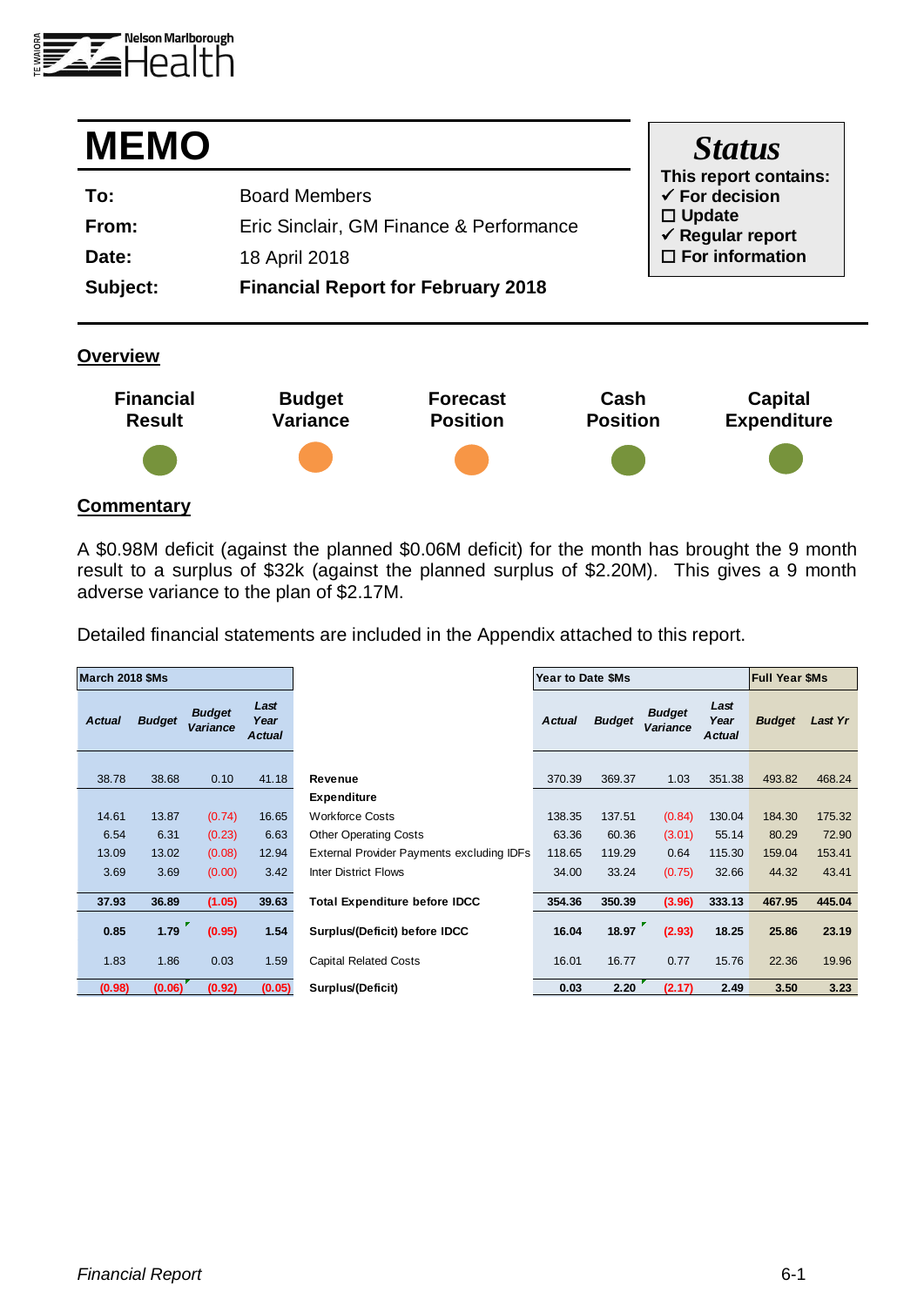# MEMO

| | |
|---|---|
| **To:** | Board Members |
| **From:** | Eric Sinclair, GM Finance & Performance |
| **Date:** | 18 April 2018 |
| **Subject:** | **Financial Report for February 2018** |

**Status**

**This report contains:**
- ✓ For decision
- ☐ Update
- ✓ Regular report
- ☐ For information

## Overview

| Financial Result | Budget Variance | Forecast Position | Cash Position | Capital Expenditure |
|---|---|---|---|---|
| ● (green) | ● (orange) | ● (orange) | ● (green) | ● (green) |

## Commentary

A $0.98M deficit (against the planned $0.06M deficit) for the month has brought the 9 month result to a surplus of $32k (against the planned surplus of $2.20M). This gives a 9 month adverse variance to the plan of $2.17M.

Detailed financial statements are included in the Appendix attached to this report.

| March 2018 $Ms | | | | | Year to Date $Ms | | | | Full Year $Ms | |
|---|---|---|---|---|---|---|---|---|---|---|
| *Actual* | *Budget* | *Budget Variance* | *Last Year Actual* | | *Actual* | *Budget* | *Budget Variance* | *Last Year Actual* | *Budget* | *Last Yr* |
| 38.78 | 38.68 | 0.10 | 41.18 | **Revenue** | 370.39 | 369.37 | 1.03 | 351.38 | 493.82 | 468.24 |
| | | | | **Expenditure** | | | | | | |
| 14.61 | 13.87 | (0.74) | 16.65 | Workforce Costs | 138.35 | 137.51 | (0.84) | 130.04 | 184.30 | 175.32 |
| 6.54 | 6.31 | (0.23) | 6.63 | Other Operating Costs | 63.36 | 60.36 | (3.01) | 55.14 | 80.29 | 72.90 |
| 13.09 | 13.02 | (0.08) | 12.94 | External Provider Payments excluding IDFs | 118.65 | 119.29 | 0.64 | 115.30 | 159.04 | 153.41 |
| 3.69 | 3.69 | (0.00) | 3.42 | Inter District Flows | 34.00 | 33.24 | (0.75) | 32.66 | 44.32 | 43.41 |
| **37.93** | **36.89** | **(1.05)** | **39.63** | **Total Expenditure before IDCC** | **354.36** | **350.39** | **(3.96)** | **333.13** | **467.95** | **445.04** |
| **0.85** | **1.79** | **(0.95)** | **1.54** | **Surplus/(Deficit) before IDCC** | **16.04** | **18.97** | **(2.93)** | **18.25** | **25.86** | **23.19** |
| 1.83 | 1.86 | 0.03 | 1.59 | Capital Related Costs | 16.01 | 16.77 | 0.77 | 15.76 | 22.36 | 19.96 |
| **(0.98)** | **(0.06)** | **(0.92)** | **(0.05)** | **Surplus/(Deficit)** | **0.03** | **2.20** | **(2.17)** | **2.49** | **3.50** | **3.23** |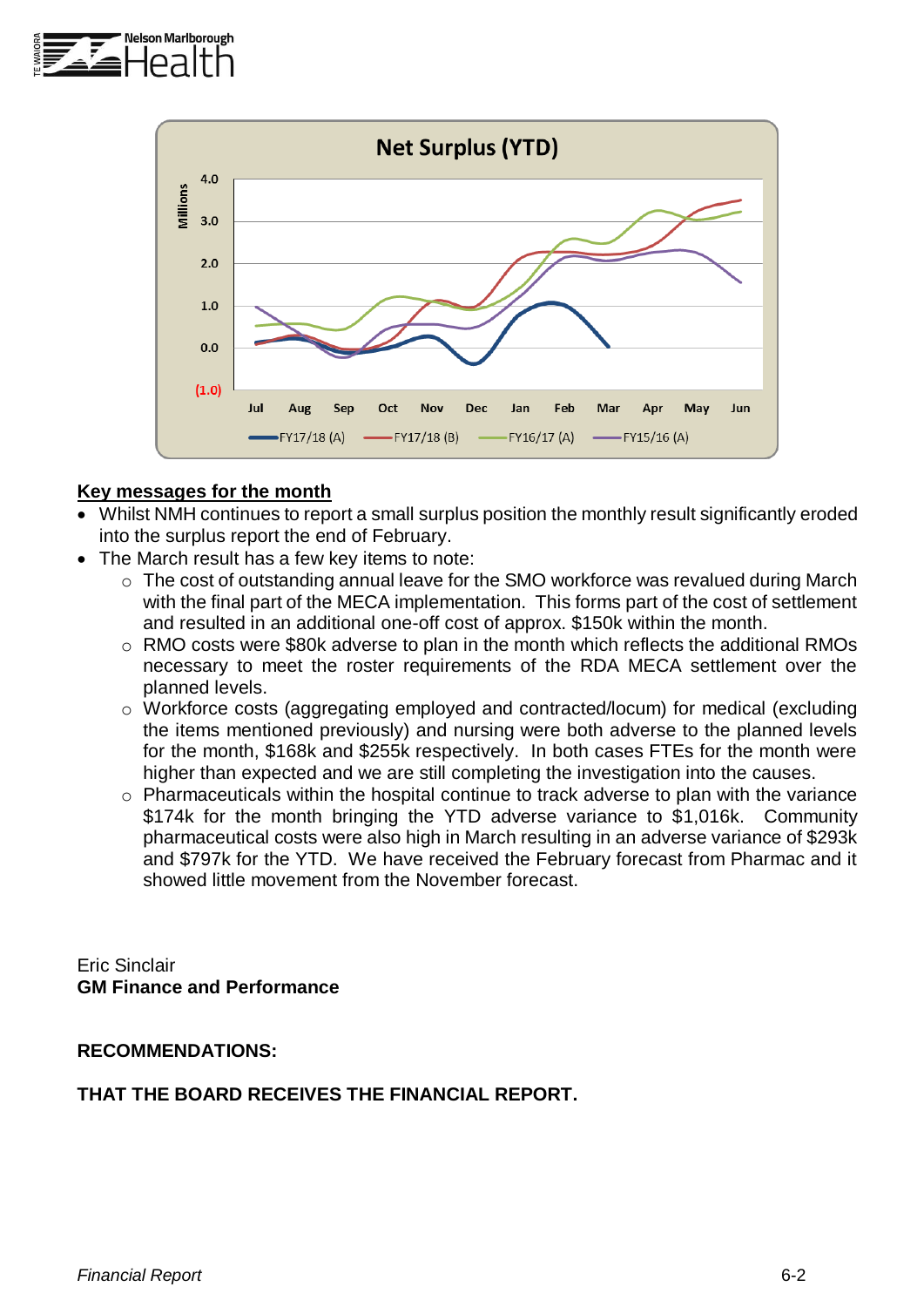**Key messages for the month**

- Whilst NMH continues to report a small surplus position the monthly result significantly eroded into the surplus report the end of February.
- The March result has a few key items to note:
  - The cost of outstanding annual leave for the SMO workforce was revalued during March with the final part of the MECA implementation. This forms part of the cost of settlement and resulted in an additional one-off cost of approx. $150k within the month.
  - RMO costs were $80k adverse to plan in the month which reflects the additional RMOs necessary to meet the roster requirements of the RDA MECA settlement over the planned levels.
  - Workforce costs (aggregating employed and contracted/locum) for medical (excluding the items mentioned previously) and nursing were both adverse to the planned levels for the month, $168k and $255k respectively. In both cases FTEs for the month were higher than expected and we are still completing the investigation into the causes.
  - Pharmaceuticals within the hospital continue to track adverse to plan with the variance $174k for the month bringing the YTD adverse variance to $1,016k. Community pharmaceutical costs were also high in March resulting in an adverse variance of $293k and $797k for the YTD. We have received the February forecast from Pharmac and it showed little movement from the November forecast.

Eric Sinclair
**GM Finance and Performance**

**RECOMMENDATIONS:**

**THAT THE BOARD RECEIVES THE FINANCIAL REPORT.**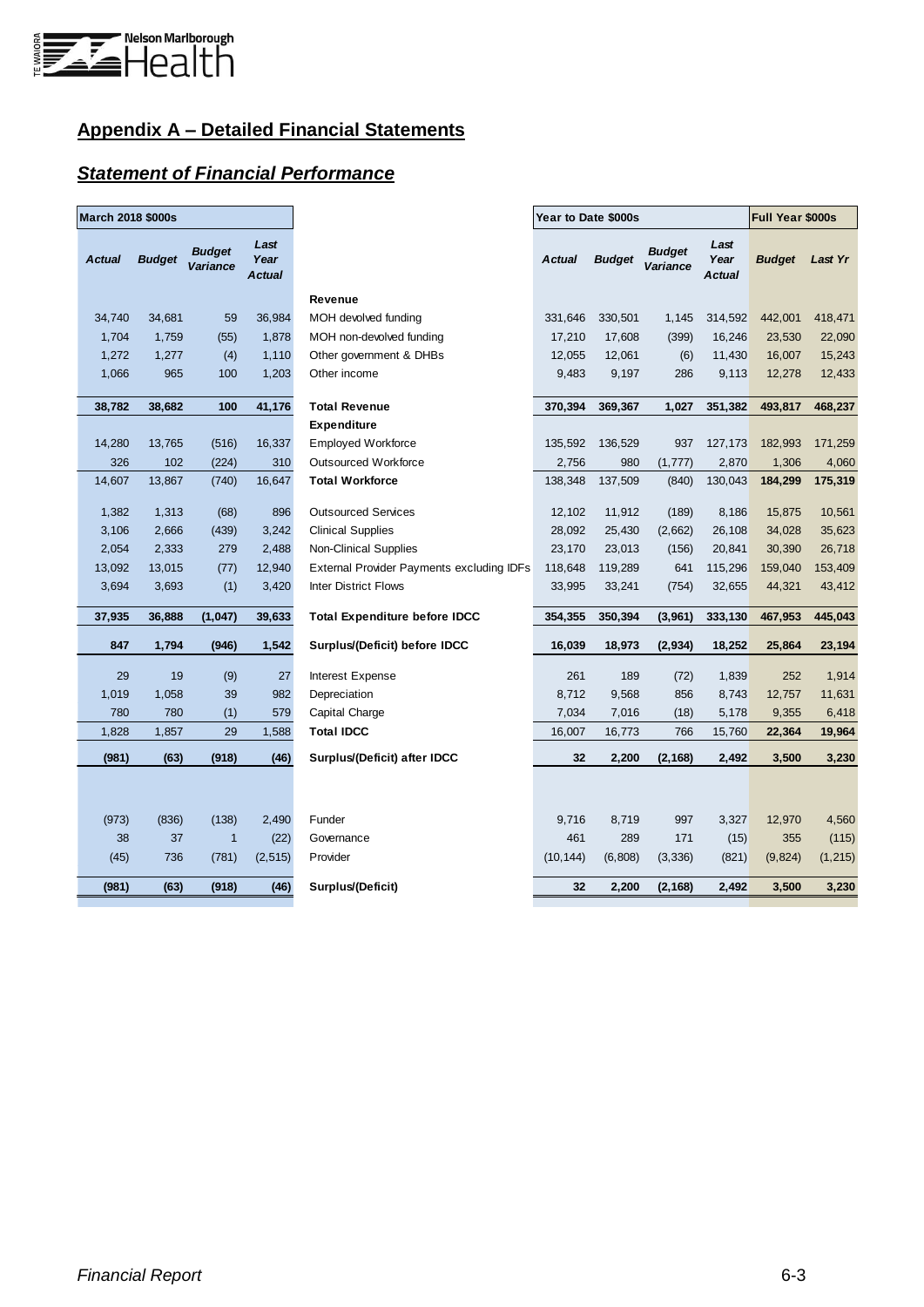## Appendix A – Detailed Financial Statements

### *Statement of Financial Performance*

| March 2018 $000s | | | | | Year to Date $000s | | | | Full Year $000s | |
|---|---|---|---|---|---|---|---|---|---|---|
| *Actual* | *Budget* | *Budget Variance* | *Last Year Actual* | | *Actual* | *Budget* | *Budget Variance* | *Last Year Actual* | *Budget* | *Last Yr* |
| | | | | **Revenue** | | | | | | |
| 34,740 | 34,681 | 59 | 36,984 | MOH devolved funding | 331,646 | 330,501 | 1,145 | 314,592 | 442,001 | 418,471 |
| 1,704 | 1,759 | (55) | 1,878 | MOH non-devolved funding | 17,210 | 17,608 | (399) | 16,246 | 23,530 | 22,090 |
| 1,272 | 1,277 | (4) | 1,110 | Other government & DHBs | 12,055 | 12,061 | (6) | 11,430 | 16,007 | 15,243 |
| 1,066 | 965 | 100 | 1,203 | Other income | 9,483 | 9,197 | 286 | 9,113 | 12,278 | 12,433 |
| **38,782** | **38,682** | **100** | **41,176** | **Total Revenue** | **370,394** | **369,367** | **1,027** | **351,382** | **493,817** | **468,237** |
| | | | | **Expenditure** | | | | | | |
| 14,280 | 13,765 | (516) | 16,337 | Employed Workforce | 135,592 | 136,529 | 937 | 127,173 | 182,993 | 171,259 |
| 326 | 102 | (224) | 310 | Outsourced Workforce | 2,756 | 980 | (1,777) | 2,870 | 1,306 | 4,060 |
| 14,607 | 13,867 | (740) | 16,647 | **Total Workforce** | 138,348 | 137,509 | (840) | 130,043 | **184,299** | **175,319** |
| 1,382 | 1,313 | (68) | 896 | Outsourced Services | 12,102 | 11,912 | (189) | 8,186 | 15,875 | 10,561 |
| 3,106 | 2,666 | (439) | 3,242 | Clinical Supplies | 28,092 | 25,430 | (2,662) | 26,108 | 34,028 | 35,623 |
| 2,054 | 2,333 | 279 | 2,488 | Non-Clinical Supplies | 23,170 | 23,013 | (156) | 20,841 | 30,390 | 26,718 |
| 13,092 | 13,015 | (77) | 12,940 | External Provider Payments excluding IDFs | 118,648 | 119,289 | 641 | 115,296 | 159,040 | 153,409 |
| 3,694 | 3,693 | (1) | 3,420 | Inter District Flows | 33,995 | 33,241 | (754) | 32,655 | 44,321 | 43,412 |
| **37,935** | **36,888** | **(1,047)** | **39,633** | **Total Expenditure before IDCC** | **354,355** | **350,394** | **(3,961)** | **333,130** | **467,953** | **445,043** |
| **847** | **1,794** | **(946)** | **1,542** | **Surplus/(Deficit) before IDCC** | **16,039** | **18,973** | **(2,934)** | **18,252** | **25,864** | **23,194** |
| 29 | 19 | (9) | 27 | Interest Expense | 261 | 189 | (72) | 1,839 | 252 | 1,914 |
| 1,019 | 1,058 | 39 | 982 | Depreciation | 8,712 | 9,568 | 856 | 8,743 | 12,757 | 11,631 |
| 780 | 780 | (1) | 579 | Capital Charge | 7,034 | 7,016 | (18) | 5,178 | 9,355 | 6,418 |
| 1,828 | 1,857 | 29 | 1,588 | **Total IDCC** | 16,007 | 16,773 | 766 | 15,760 | **22,364** | **19,964** |
| **(981)** | **(63)** | **(918)** | **(46)** | **Surplus/(Deficit) after IDCC** | **32** | **2,200** | **(2,168)** | **2,492** | **3,500** | **3,230** |
| (973) | (836) | (138) | 2,490 | Funder | 9,716 | 8,719 | 997 | 3,327 | 12,970 | 4,560 |
| 38 | 37 | 1 | (22) | Governance | 461 | 289 | 171 | (15) | 355 | (115) |
| (45) | 736 | (781) | (2,515) | Provider | (10,144) | (6,808) | (3,336) | (821) | (9,824) | (1,215) |
| **(981)** | **(63)** | **(918)** | **(46)** | **Surplus/(Deficit)** | **32** | **2,200** | **(2,168)** | **2,492** | **3,500** | **3,230** |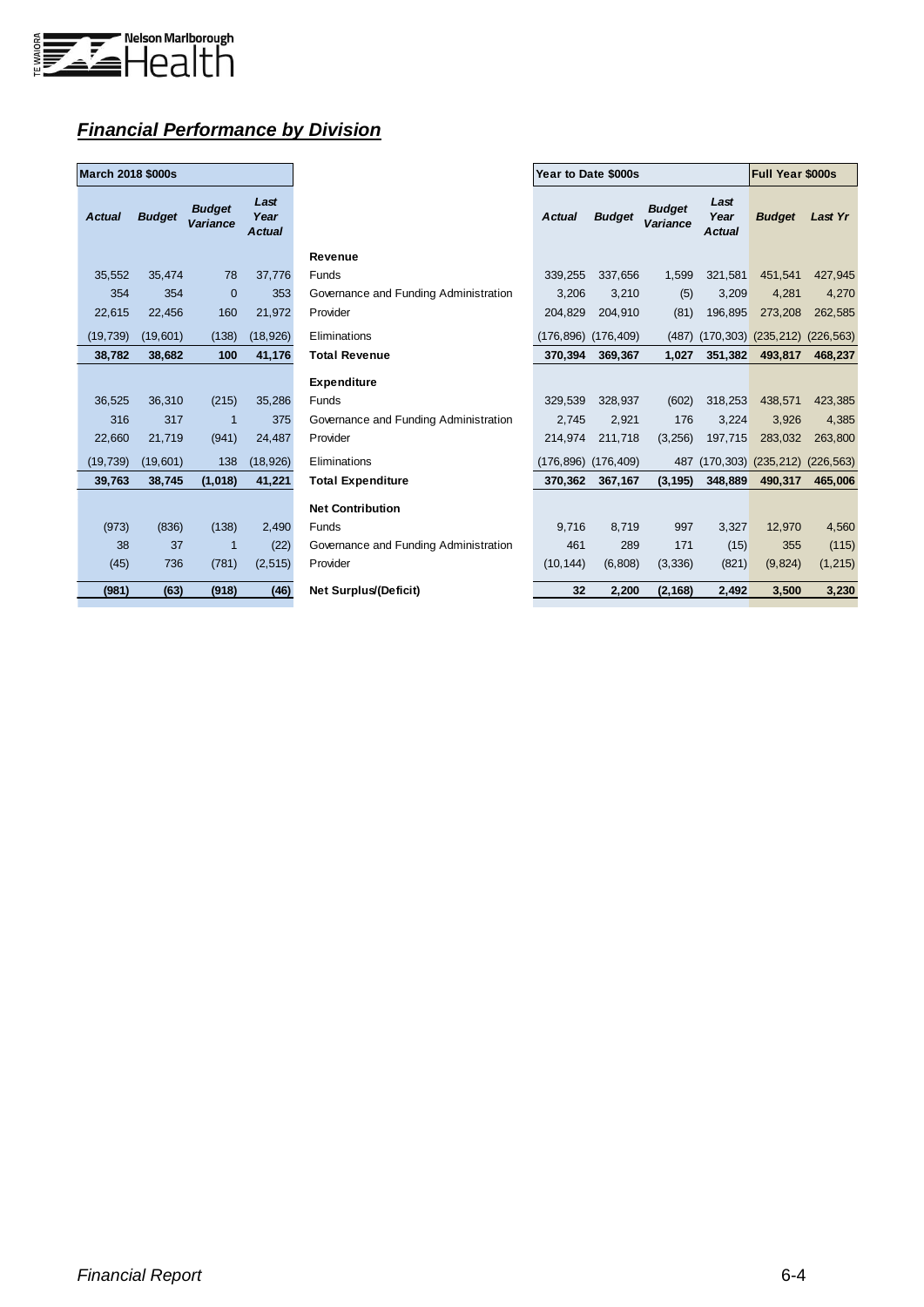## ***Financial Performance by Division***

| March 2018 $000s | | | | | Year to Date $000s | | | | Full Year $000s | |
|---|---|---|---|---|---|---|---|---|---|---|
| ***Actual*** | ***Budget*** | ***Budget Variance*** | ***Last Year Actual*** | | ***Actual*** | ***Budget*** | ***Budget Variance*** | ***Last Year Actual*** | ***Budget*** | ***Last Yr*** |
| | | | | **Revenue** | | | | | | |
| 35,552 | 35,474 | 78 | 37,776 | Funds | 339,255 | 337,656 | 1,599 | 321,581 | 451,541 | 427,945 |
| 354 | 354 | 0 | 353 | Governance and Funding Administration | 3,206 | 3,210 | (5) | 3,209 | 4,281 | 4,270 |
| 22,615 | 22,456 | 160 | 21,972 | Provider | 204,829 | 204,910 | (81) | 196,895 | 273,208 | 262,585 |
| (19,739) | (19,601) | (138) | (18,926) | Eliminations | (176,896) | (176,409) | (487) | (170,303) | (235,212) | (226,563) |
| **38,782** | **38,682** | **100** | **41,176** | **Total Revenue** | **370,394** | **369,367** | **1,027** | **351,382** | **493,817** | **468,237** |
| | | | | **Expenditure** | | | | | | |
| 36,525 | 36,310 | (215) | 35,286 | Funds | 329,539 | 328,937 | (602) | 318,253 | 438,571 | 423,385 |
| 316 | 317 | 1 | 375 | Governance and Funding Administration | 2,745 | 2,921 | 176 | 3,224 | 3,926 | 4,385 |
| 22,660 | 21,719 | (941) | 24,487 | Provider | 214,974 | 211,718 | (3,256) | 197,715 | 283,032 | 263,800 |
| (19,739) | (19,601) | 138 | (18,926) | Eliminations | (176,896) | (176,409) | 487 | (170,303) | (235,212) | (226,563) |
| **39,763** | **38,745** | **(1,018)** | **41,221** | **Total Expenditure** | **370,362** | **367,167** | **(3,195)** | **348,889** | **490,317** | **465,006** |
| | | | | **Net Contribution** | | | | | | |
| (973) | (836) | (138) | 2,490 | Funds | 9,716 | 8,719 | 997 | 3,327 | 12,970 | 4,560 |
| 38 | 37 | 1 | (22) | Governance and Funding Administration | 461 | 289 | 171 | (15) | 355 | (115) |
| (45) | 736 | (781) | (2,515) | Provider | (10,144) | (6,808) | (3,336) | (821) | (9,824) | (1,215) |
| **(981)** | **(63)** | **(918)** | **(46)** | **Net Surplus/(Deficit)** | **32** | **2,200** | **(2,168)** | **2,492** | **3,500** | **3,230** |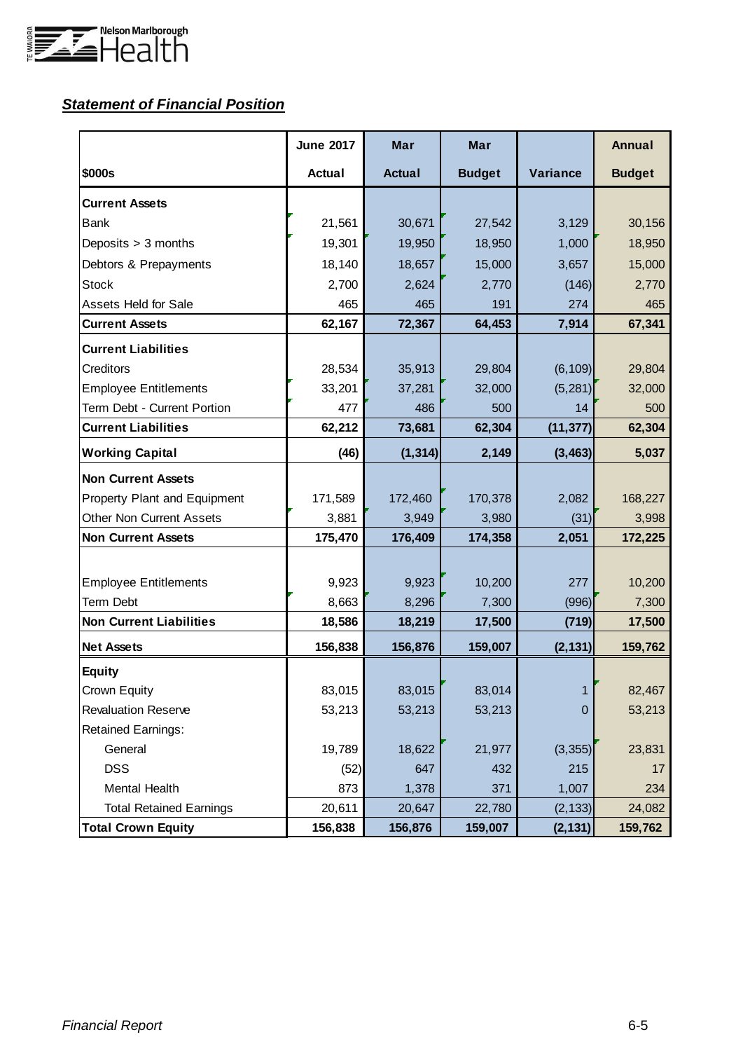## *Statement of Financial Position*

| $000s | June 2017 Actual | Mar Actual | Mar Budget | Variance | Annual Budget |
|---|---|---|---|---|---|
| **Current Assets** | | | | | |
| Bank | 21,561 | 30,671 | 27,542 | 3,129 | 30,156 |
| Deposits > 3 months | 19,301 | 19,950 | 18,950 | 1,000 | 18,950 |
| Debtors & Prepayments | 18,140 | 18,657 | 15,000 | 3,657 | 15,000 |
| Stock | 2,700 | 2,624 | 2,770 | (146) | 2,770 |
| Assets Held for Sale | 465 | 465 | 191 | 274 | 465 |
| **Current Assets** | **62,167** | **72,367** | **64,453** | **7,914** | **67,341** |
| **Current Liabilities** | | | | | |
| Creditors | 28,534 | 35,913 | 29,804 | (6,109) | 29,804 |
| Employee Entitlements | 33,201 | 37,281 | 32,000 | (5,281) | 32,000 |
| Term Debt - Current Portion | 477 | 486 | 500 | 14 | 500 |
| **Current Liabilities** | **62,212** | **73,681** | **62,304** | **(11,377)** | **62,304** |
| **Working Capital** | **(46)** | **(1,314)** | **2,149** | **(3,463)** | **5,037** |
| **Non Current Assets** | | | | | |
| Property Plant and Equipment | 171,589 | 172,460 | 170,378 | 2,082 | 168,227 |
| Other Non Current Assets | 3,881 | 3,949 | 3,980 | (31) | 3,998 |
| **Non Current Assets** | **175,470** | **176,409** | **174,358** | **2,051** | **172,225** |
| Employee Entitlements | 9,923 | 9,923 | 10,200 | 277 | 10,200 |
| Term Debt | 8,663 | 8,296 | 7,300 | (996) | 7,300 |
| **Non Current Liabilities** | **18,586** | **18,219** | **17,500** | **(719)** | **17,500** |
| **Net Assets** | **156,838** | **156,876** | **159,007** | **(2,131)** | **159,762** |
| **Equity** | | | | | |
| Crown Equity | 83,015 | 83,015 | 83,014 | 1 | 82,467 |
| Revaluation Reserve | 53,213 | 53,213 | 53,213 | 0 | 53,213 |
| Retained Earnings: | | | | | |
| General | 19,789 | 18,622 | 21,977 | (3,355) | 23,831 |
| DSS | (52) | 647 | 432 | 215 | 17 |
| Mental Health | 873 | 1,378 | 371 | 1,007 | 234 |
| Total Retained Earnings | 20,611 | 20,647 | 22,780 | (2,133) | 24,082 |
| **Total Crown Equity** | **156,838** | **156,876** | **159,007** | **(2,131)** | **159,762** |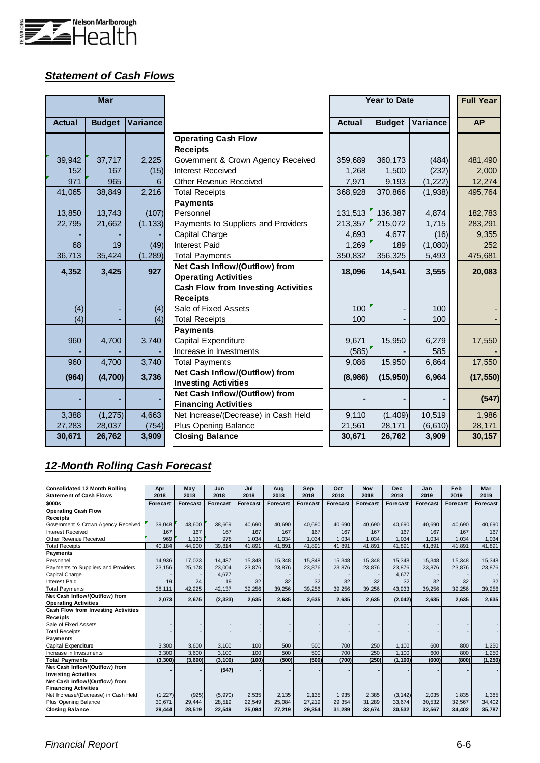## *Statement of Cash Flows*

| Mar | | | | Year to Date | | | Full Year |
|---|---|---|---|---|---|---|---|
| Actual | Budget | Variance | | Actual | Budget | Variance | AP |
| | | | **Operating Cash Flow** | | | | |
| | | | **Receipts** | | | | |
| 39,942 | 37,717 | 2,225 | Government & Crown Agency Received | 359,689 | 360,173 | (484) | 481,490 |
| 152 | 167 | (15) | Interest Received | 1,268 | 1,500 | (232) | 2,000 |
| 971 | 965 | 6 | Other Revenue Received | 7,971 | 9,193 | (1,222) | 12,274 |
| 41,065 | 38,849 | 2,216 | Total Receipts | 368,928 | 370,866 | (1,938) | 495,764 |
| | | | **Payments** | | | | |
| 13,850 | 13,743 | (107) | Personnel | 131,513 | 136,387 | 4,874 | 182,783 |
| 22,795 | 21,662 | (1,133) | Payments to Suppliers and Providers | 213,357 | 215,072 | 1,715 | 283,291 |
| - | - | - | Capital Charge | 4,693 | 4,677 | (16) | 9,355 |
| 68 | 19 | (49) | Interest Paid | 1,269 | 189 | (1,080) | 252 |
| 36,713 | 35,424 | (1,289) | Total Payments | 350,832 | 356,325 | 5,493 | 475,681 |
| **4,352** | **3,425** | **927** | **Net Cash Inflow/(Outflow) from Operating Activities** | **18,096** | **14,541** | **3,555** | **20,083** |
| | | | **Cash Flow from Investing Activities** | | | | |
| | | | **Receipts** | | | | |
| (4) | - | (4) | Sale of Fixed Assets | 100 | - | 100 | - |
| (4) | - | (4) | Total Receipts | 100 | - | 100 | - |
| | | | **Payments** | | | | |
| 960 | 4,700 | 3,740 | Capital Expenditure | 9,671 | 15,950 | 6,279 | 17,550 |
| - | - | - | Increase in Investments | (585) | - | 585 | - |
| 960 | 4,700 | 3,740 | Total Payments | 9,086 | 15,950 | 6,864 | 17,550 |
| **(964)** | **(4,700)** | **3,736** | **Net Cash Inflow/(Outflow) from Investing Activities** | **(8,986)** | **(15,950)** | **6,964** | **(17,550)** |
| **-** | **-** | **-** | **Net Cash Inflow/(Outflow) from Financing Activities** | **-** | **-** | **-** | **(547)** |
| 3,388 | (1,275) | 4,663 | Net Increase/(Decrease) in Cash Held | 9,110 | (1,409) | 10,519 | 1,986 |
| 27,283 | 28,037 | (754) | Plus Opening Balance | 21,561 | 28,171 | (6,610) | 28,171 |
| **30,671** | **26,762** | **3,909** | **Closing Balance** | **30,671** | **26,762** | **3,909** | **30,157** |

## *12-Month Rolling Cash Forecast*

| Consolidated 12 Month Rolling Statement of Cash Flows | Apr 2018 | May 2018 | Jun 2018 | Jul 2018 | Aug 2018 | Sep 2018 | Oct 2018 | Nov 2018 | Dec 2018 | Jan 2019 | Feb 2019 | Mar 2019 |
|---|---|---|---|---|---|---|---|---|---|---|---|---|
| $000s | Forecast | Forecast | Forecast | Forecast | Forecast | Forecast | Forecast | Forecast | Forecast | Forecast | Forecast | Forecast |
| **Operating Cash Flow** | | | | | | | | | | | | |
| **Receipts** | | | | | | | | | | | | |
| Government & Crown Agency Received | 39,048 | 43,600 | 38,669 | 40,690 | 40,690 | 40,690 | 40,690 | 40,690 | 40,690 | 40,690 | 40,690 | 40,690 |
| Interest Received | 167 | 167 | 167 | 167 | 167 | 167 | 167 | 167 | 167 | 167 | 167 | 167 |
| Other Revenue Received | 969 | 1,133 | 978 | 1,034 | 1,034 | 1,034 | 1,034 | 1,034 | 1,034 | 1,034 | 1,034 | 1,034 |
| Total Receipts | 40,184 | 44,900 | 39,814 | 41,891 | 41,891 | 41,891 | 41,891 | 41,891 | 41,891 | 41,891 | 41,891 | 41,891 |
| **Payments** | | | | | | | | | | | | |
| Personnel | 14,936 | 17,023 | 14,437 | 15,348 | 15,348 | 15,348 | 15,348 | 15,348 | 15,348 | 15,348 | 15,348 | 15,348 |
| Payments to Suppliers and Providers | 23,156 | 25,178 | 23,004 | 23,876 | 23,876 | 23,876 | 23,876 | 23,876 | 23,876 | 23,876 | 23,876 | 23,876 |
| Capital Charge | - | - | 4,677 | - | - | - | - | - | 4,677 | - | - | - |
| Interest Paid | 19 | 24 | 19 | 32 | 32 | 32 | 32 | 32 | 32 | 32 | 32 | 32 |
| Total Payments | 38,111 | 42,225 | 42,137 | 39,256 | 39,256 | 39,256 | 39,256 | 39,256 | 43,933 | 39,256 | 39,256 | 39,256 |
| **Net Cash Inflow/(Outflow) from Operating Activities** | **2,073** | **2,675** | **(2,323)** | **2,635** | **2,635** | **2,635** | **2,635** | **2,635** | **(2,042)** | **2,635** | **2,635** | **2,635** |
| **Cash Flow from Investing Activities** | | | | | | | | | | | | |
| **Receipts** | | | | | | | | | | | | |
| Sale of Fixed Assets | - | - | - | - | - | - | - | - | - | - | - | - |
| Total Receipts | - | - | - | - | - | - | - | - | - | - | - | - |
| **Payments** | | | | | | | | | | | | |
| Capital Expenditure | 3,300 | 3,600 | 3,100 | 100 | 500 | 500 | 700 | 250 | 1,100 | 600 | 800 | 1,250 |
| Increase in Investments | 3,300 | 3,600 | 3,100 | 100 | 500 | 500 | 700 | 250 | 1,100 | 600 | 800 | 1,250 |
| **Total Payments** | **(3,300)** | **(3,600)** | **(3,100)** | **(100)** | **(500)** | **(500)** | **(700)** | **(250)** | **(1,100)** | **(600)** | **(800)** | **(1,250)** |
| **Net Cash Inflow/(Outflow) from Investing Activities** | **-** | **-** | **(547)** | **-** | **-** | **-** | **-** | **-** | **-** | **-** | **-** | **-** |
| **Net Cash Inflow/(Outflow) from Financing Activities** | | | | | | | | | | | | |
| Net Increase/(Decrease) in Cash Held | (1,227) | (925) | (5,970) | 2,535 | 2,135 | 2,135 | 1,935 | 2,385 | (3,142) | 2,035 | 1,835 | 1,385 |
| Plus Opening Balance | 30,671 | 29,444 | 28,519 | 22,549 | 25,084 | 27,219 | 29,354 | 31,289 | 33,674 | 30,532 | 32,567 | 34,402 |
| **Closing Balance** | **29,444** | **28,519** | **22,549** | **25,084** | **27,219** | **29,354** | **31,289** | **33,674** | **30,532** | **32,567** | **34,402** | **35,787** |